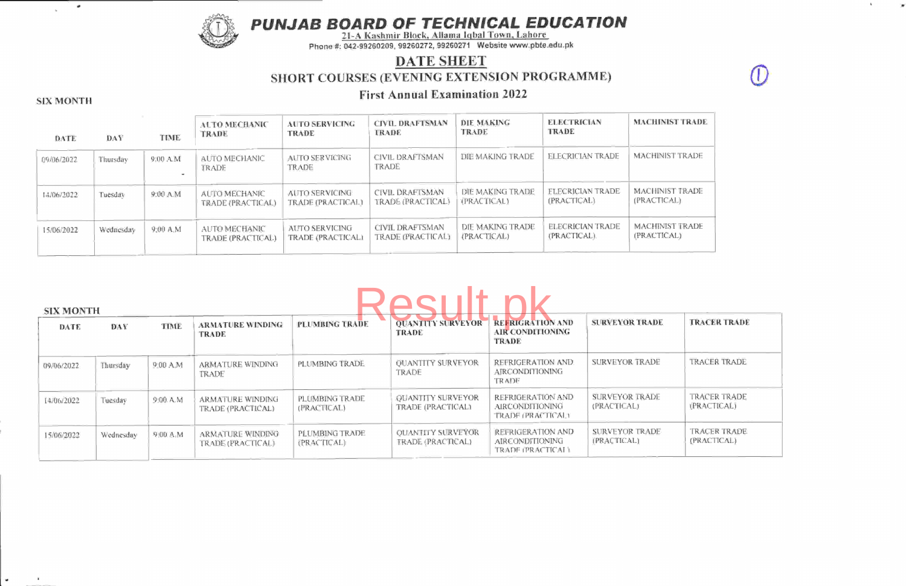# PUNJAB BOARD OF TECHNICAL EDUCATION

21-A Kashmir Block, Allama Iqbal Town, Lahore

Phone #: 042-99260209, 99260272, 99260271 Website www.pbte.edu.pk

## DATE SHEET

### SHORT COURSES (EVENING EXTENSION PROGRAMME)

### First Annual Examination 2022

SIX MONTH

| DATE | DAY | TIME | AUTO MECHANIC TRADE | AUTO SERVICING TRADE | CIVIL DRAFTSMAN TRADE | DIE MAKING TRADE | ELECTRICIAN TRADE | MACHINIST TRADE |
|---|---|---|---|---|---|---|---|---|
| 09/06/2022 | Thursday | 9:00 A.M | AUTO MECHANIC TRADE | AUTO SERVICING TRADE | CIVIL DRAFTSMAN TRADE | DIE MAKING TRADE | ELECRICIAN TRADE | MACHINIST TRADE |
| 14/06/2022 | Tuesday | 9:00 A.M | AUTO MECHANIC TRADE (PRACTICAL) | AUTO SERVICING TRADE (PRACTICAL) | CIVIL DRAFTSMAN TRADE (PRACTICAL) | DIE MAKING TRADE (PRACTICAL) | ELECRICIAN TRADE (PRACTICAL) | MACHINIST TRADE (PRACTICAL) |
| 15/06/2022 | Wednesday | 9:00 A.M | AUTO MECHANIC TRADE (PRACTICAL) | AUTO SERVICING TRADE (PRACTICAL) | CIVIL DRAFTSMAN TRADE (PRACTICAL) | DIE MAKING TRADE (PRACTICAL) | ELECRICIAN TRADE (PRACTICAL) | MACHINIST TRADE (PRACTICAL) |

SIX MONTH

| DATE | DAY | TIME | ARMATURE WINDING TRADE | PLUMBING TRADE | QUANTITY SURVEYOR TRADE | REFRIGRATION AND AIR CONDITIONING TRADE | SURVEYOR TRADE | TRACER TRADE |
|---|---|---|---|---|---|---|---|---|
| 09/06/2022 | Thursday | 9:00 A.M | ARMATURE WINDING TRADE | PLUMBING TRADE | QUANTITY SURVEYOR TRADE | REFRIGERATION AND AIRCONDITIONING TRADE | SURVEYOR TRADE | TRACER TRADE |
| 14/06/2022 | Tuesday | 9:00 A.M | ARMATURE WINDING TRADE (PRACTICAL) | PLUMBING TRADE (PRACTICAL) | QUANTITY SURVEYOR TRADE (PRACTICAL) | REFRIGERATION AND AIRCONDITIONING TRADE (PRACTICAL) | SURVEYOR TRADE (PRACTICAL) | TRACER TRADE (PRACTICAL) |
| 15/06/2022 | Wednesday | 9:00 A.M | ARMATURE WINDING TRADE (PRACTICAL) | PLUMBING TRADE (PRACTICAL) | QUANTITY SURVEYOR TRADE (PRACTICAL) | REFRIGERATION AND AIRCONDITIONING TRADE (PRACTICAL) | SURVEYOR TRADE (PRACTICAL) | TRACER TRADE (PRACTICAL) |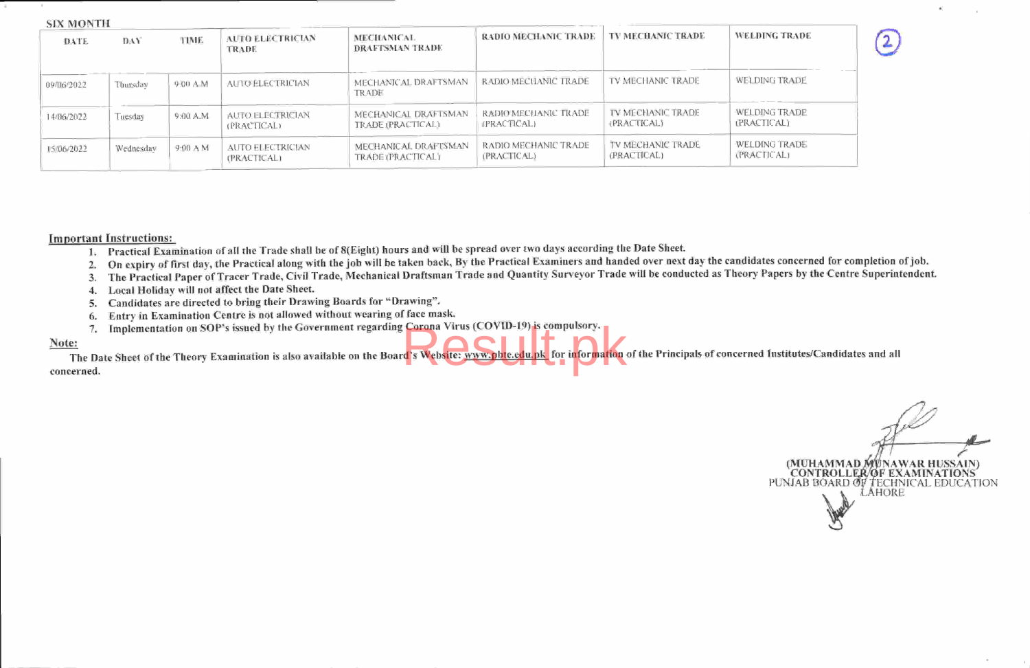SIX MONTH

| DATE | DAY | TIME | AUTO ELECTRICIAN TRADE | MECHANICAL DRAFTSMAN TRADE | RADIO MECHANIC TRADE | TV MECHANIC TRADE | WELDING TRADE |
|---|---|---|---|---|---|---|---|
| 09/06/2022 | Thursday | 9:00 A.M | AUTO ELECTRICIAN | MECHANICAL DRAFTSMAN TRADE | RADIO MECHANIC TRADE | TV MECHANIC TRADE | WELDING TRADE |
| 14/06/2022 | Tuesday | 9:00 A.M | AUTO ELECTRICIAN (PRACTICAL) | MECHANICAL DRAFTSMAN TRADE (PRACTICAL) | RADIO MECHANIC TRADE (PRACTICAL) | TV MECHANIC TRADE (PRACTICAL) | WELDING TRADE (PRACTICAL) |
| 15/06/2022 | Wednesday | 9:00 A.M | AUTO ELECTRICIAN (PRACTICAL) | MECHANICAL DRAFTSMAN TRADE (PRACTICAL) | RADIO MECHANIC TRADE (PRACTICAL) | TV MECHANIC TRADE (PRACTICAL) | WELDING TRADE (PRACTICAL) |

**Important Instructions:**

1. Practical Examination of all the Trade shall be of 8(Eight) hours and will be spread over two days according the Date Sheet.
2. On expiry of first day, the Practical along with the job will be taken back, By the Practical Examiners and handed over next day the candidates concerned for completion of job.
3. The Practical Paper of Tracer Trade, Civil Trade, Mechanical Draftsman Trade and Quantity Surveyor Trade will be conducted as Theory Papers by the Centre Superintendent.
4. Local Holiday will not affect the Date Sheet.
5. Candidates are directed to bring their Drawing Boards for "Drawing".
6. Entry in Examination Centre is not allowed without wearing of face mask.
7. Implementation on SOP's issued by the Government regarding Corona Virus (COVID-19) is compulsory.

**Note:**

The Date Sheet of the Theory Examination is also available on the Board's Website: www.pbte.edu.pk for information of the Principals of concerned Institutes/Candidates and all concerned.

(MUHAMMAD MUNAWAR HUSSAIN)
CONTROLLER OF EXAMINATIONS
PUNJAB BOARD OF TECHNICAL EDUCATION
LAHORE